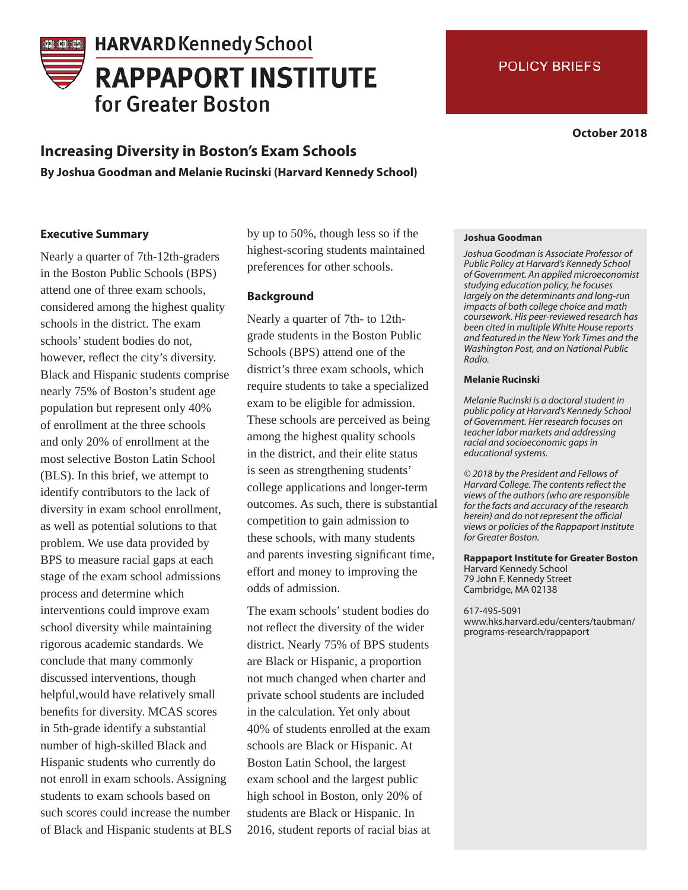HARVARD Kennedy School

RAPPAPORT INSTITUTE for Greater Boston

POLICY BRIEFS

October 2018

# Increasing Diversity in Boston's Exam Schools

**By Joshua Goodman and Melanie Rucinski (Harvard Kennedy School)**

### Executive Summary

Nearly a quarter of 7th-12th-graders in the Boston Public Schools (BPS) attend one of three exam schools, considered among the highest quality schools in the district. The exam schools' student bodies do not, however, reflect the city's diversity. Black and Hispanic students comprise nearly 75% of Boston's student age population but represent only 40% of enrollment at the three schools and only 20% of enrollment at the most selective Boston Latin School (BLS). In this brief, we attempt to identify contributors to the lack of diversity in exam school enrollment, as well as potential solutions to that problem. We use data provided by BPS to measure racial gaps at each stage of the exam school admissions process and determine which interventions could improve exam school diversity while maintaining rigorous academic standards. We conclude that many commonly discussed interventions, though helpful,would have relatively small benefits for diversity. MCAS scores in 5th-grade identify a substantial number of high-skilled Black and Hispanic students who currently do not enroll in exam schools. Assigning students to exam schools based on such scores could increase the number of Black and Hispanic students at BLS by up to 50%, though less so if the highest-scoring students maintained preferences for other schools.

### Background

Nearly a quarter of 7th- to 12th-grade students in the Boston Public Schools (BPS) attend one of the district's three exam schools, which require students to take a specialized exam to be eligible for admission. These schools are perceived as being among the highest quality schools in the district, and their elite status is seen as strengthening students' college applications and longer-term outcomes. As such, there is substantial competition to gain admission to these schools, with many students and parents investing significant time, effort and money to improving the odds of admission.

The exam schools' student bodies do not reflect the diversity of the wider district. Nearly 75% of BPS students are Black or Hispanic, a proportion not much changed when charter and private school students are included in the calculation. Yet only about 40% of students enrolled at the exam schools are Black or Hispanic. At Boston Latin School, the largest exam school and the largest public high school in Boston, only 20% of students are Black or Hispanic. In 2016, student reports of racial bias at

---

**Joshua Goodman**

*Joshua Goodman is Associate Professor of Public Policy at Harvard's Kennedy School of Government. An applied microeconomist studying education policy, he focuses largely on the determinants and long-run impacts of both college choice and math coursework. His peer-reviewed research has been cited in multiple White House reports and featured in the New York Times and the Washington Post, and on National Public Radio.*

**Melanie Rucinski**

*Melanie Rucinski is a doctoral student in public policy at Harvard's Kennedy School of Government. Her research focuses on teacher labor markets and addressing racial and socioeconomic gaps in educational systems.*

*© 2018 by the President and Fellows of Harvard College. The contents reflect the views of the authors (who are responsible for the facts and accuracy of the research herein) and do not represent the official views or policies of the Rappaport Institute for Greater Boston.*

**Rappaport Institute for Greater Boston**
Harvard Kennedy School
79 John F. Kennedy Street
Cambridge, MA 02138

617-495-5091
www.hks.harvard.edu/centers/taubman/programs-research/rappaport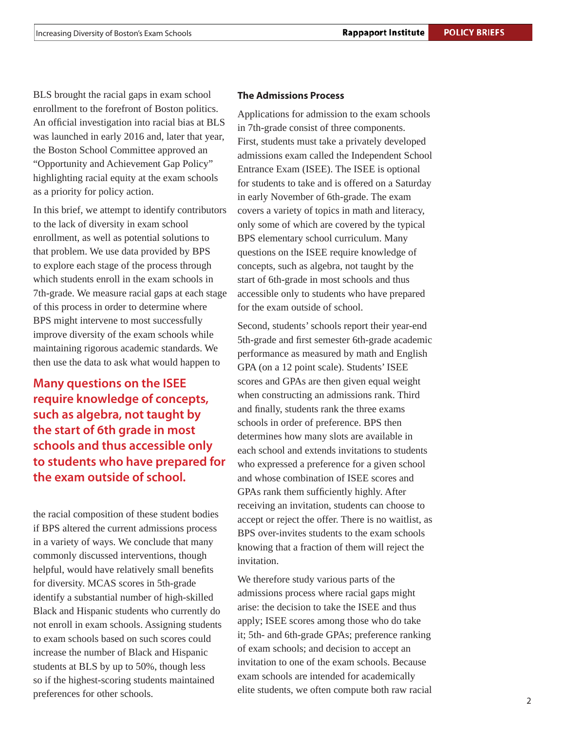BLS brought the racial gaps in exam school enrollment to the forefront of Boston politics. An official investigation into racial bias at BLS was launched in early 2016 and, later that year, the Boston School Committee approved an "Opportunity and Achievement Gap Policy" highlighting racial equity at the exam schools as a priority for policy action.

In this brief, we attempt to identify contributors to the lack of diversity in exam school enrollment, as well as potential solutions to that problem. We use data provided by BPS to explore each stage of the process through which students enroll in the exam schools in 7th-grade. We measure racial gaps at each stage of this process in order to determine where BPS might intervene to most successfully improve diversity of the exam schools while maintaining rigorous academic standards. We then use the data to ask what would happen to the racial composition of these student bodies if BPS altered the current admissions process in a variety of ways. We conclude that many commonly discussed interventions, though helpful, would have relatively small benefits for diversity. MCAS scores in 5th-grade identify a substantial number of high-skilled Black and Hispanic students who currently do not enroll in exam schools. Assigning students to exam schools based on such scores could increase the number of Black and Hispanic students at BLS by up to 50%, though less so if the highest-scoring students maintained preferences for other schools.

**Many questions on the ISEE require knowledge of concepts, such as algebra, not taught by the start of 6th grade in most schools and thus accessible only to students who have prepared for the exam outside of school.**

### The Admissions Process

Applications for admission to the exam schools in 7th-grade consist of three components. First, students must take a privately developed admissions exam called the Independent School Entrance Exam (ISEE). The ISEE is optional for students to take and is offered on a Saturday in early November of 6th-grade. The exam covers a variety of topics in math and literacy, only some of which are covered by the typical BPS elementary school curriculum. Many questions on the ISEE require knowledge of concepts, such as algebra, not taught by the start of 6th-grade in most schools and thus accessible only to students who have prepared for the exam outside of school.

Second, students' schools report their year-end 5th-grade and first semester 6th-grade academic performance as measured by math and English GPA (on a 12 point scale). Students' ISEE scores and GPAs are then given equal weight when constructing an admissions rank. Third and finally, students rank the three exams schools in order of preference. BPS then determines how many slots are available in each school and extends invitations to students who expressed a preference for a given school and whose combination of ISEE scores and GPAs rank them sufficiently highly. After receiving an invitation, students can choose to accept or reject the offer. There is no waitlist, as BPS over-invites students to the exam schools knowing that a fraction of them will reject the invitation.

We therefore study various parts of the admissions process where racial gaps might arise: the decision to take the ISEE and thus apply; ISEE scores among those who do take it; 5th- and 6th-grade GPAs; preference ranking of exam schools; and decision to accept an invitation to one of the exam schools. Because exam schools are intended for academically elite students, we often compute both raw racial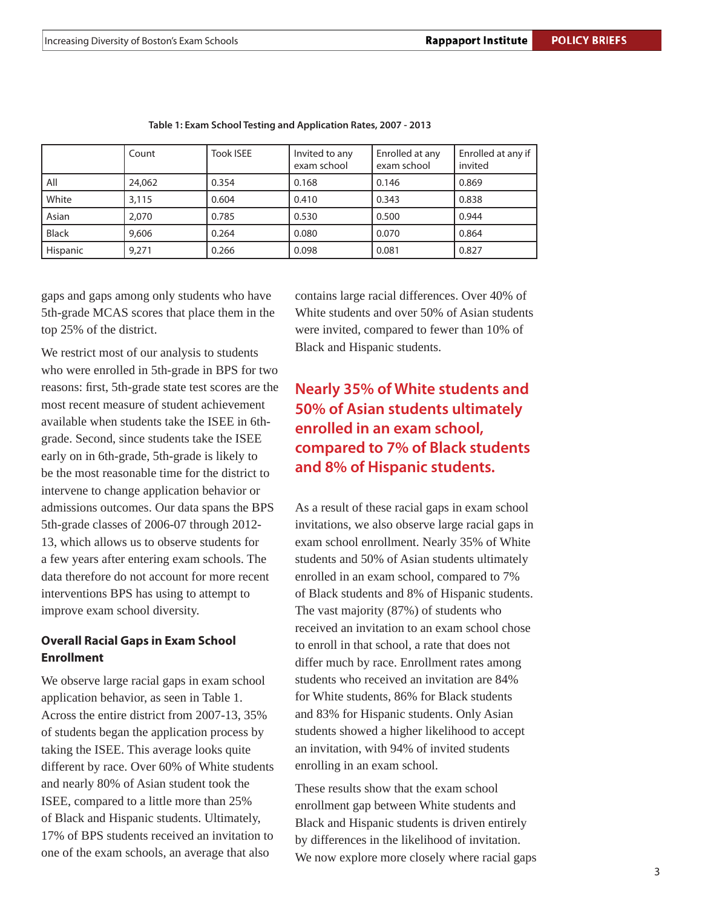**Table 1: Exam School Testing and Application Rates, 2007 - 2013**

| | Count | Took ISEE | Invited to any exam school | Enrolled at any exam school | Enrolled at any if invited |
|---|---|---|---|---|---|
| All | 24,062 | 0.354 | 0.168 | 0.146 | 0.869 |
| White | 3,115 | 0.604 | 0.410 | 0.343 | 0.838 |
| Asian | 2,070 | 0.785 | 0.530 | 0.500 | 0.944 |
| Black | 9,606 | 0.264 | 0.080 | 0.070 | 0.864 |
| Hispanic | 9,271 | 0.266 | 0.098 | 0.081 | 0.827 |

gaps and gaps among only students who have 5th-grade MCAS scores that place them in the top 25% of the district.

We restrict most of our analysis to students who were enrolled in 5th-grade in BPS for two reasons: first, 5th-grade state test scores are the most recent measure of student achievement available when students take the ISEE in 6th-grade. Second, since students take the ISEE early on in 6th-grade, 5th-grade is likely to be the most reasonable time for the district to intervene to change application behavior or admissions outcomes. Our data spans the BPS 5th-grade classes of 2006-07 through 2012-13, which allows us to observe students for a few years after entering exam schools. The data therefore do not account for more recent interventions BPS has using to attempt to improve exam school diversity.

### Overall Racial Gaps in Exam School Enrollment

We observe large racial gaps in exam school application behavior, as seen in Table 1. Across the entire district from 2007-13, 35% of students began the application process by taking the ISEE. This average looks quite different by race. Over 60% of White students and nearly 80% of Asian student took the ISEE, compared to a little more than 25% of Black and Hispanic students. Ultimately, 17% of BPS students received an invitation to one of the exam schools, an average that also contains large racial differences. Over 40% of White students and over 50% of Asian students were invited, compared to fewer than 10% of Black and Hispanic students.

**Nearly 35% of White students and 50% of Asian students ultimately enrolled in an exam school, compared to 7% of Black students and 8% of Hispanic students.**

As a result of these racial gaps in exam school invitations, we also observe large racial gaps in exam school enrollment. Nearly 35% of White students and 50% of Asian students ultimately enrolled in an exam school, compared to 7% of Black students and 8% of Hispanic students. The vast majority (87%) of students who received an invitation to an exam school chose to enroll in that school, a rate that does not differ much by race. Enrollment rates among students who received an invitation are 84% for White students, 86% for Black students and 83% for Hispanic students. Only Asian students showed a higher likelihood to accept an invitation, with 94% of invited students enrolling in an exam school.

These results show that the exam school enrollment gap between White students and Black and Hispanic students is driven entirely by differences in the likelihood of invitation. We now explore more closely where racial gaps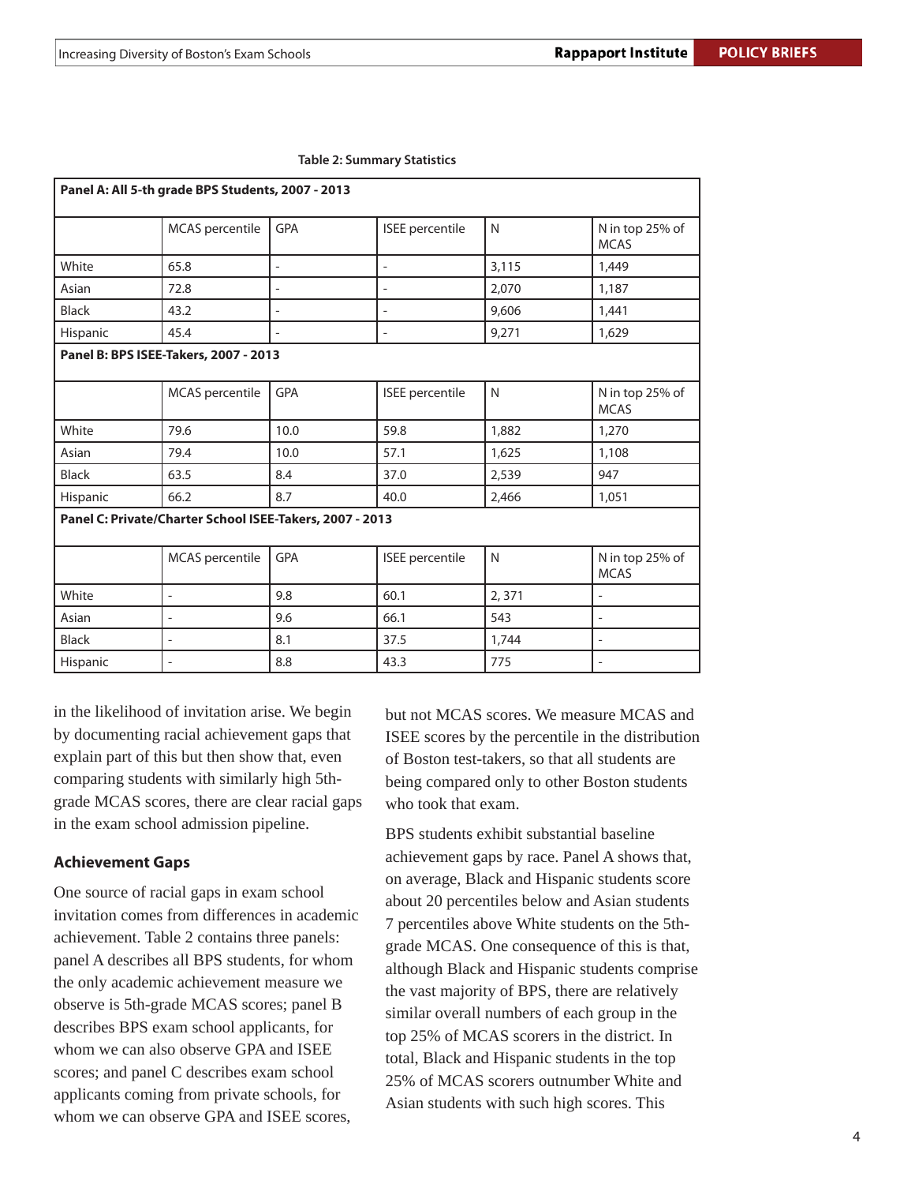**Table 2: Summary Statistics**

| Panel A: All 5-th grade BPS Students, 2007 - 2013 | | | | | |
|---|---|---|---|---|---|
| | MCAS percentile | GPA | ISEE percentile | N | N in top 25% of MCAS |
| White | 65.8 | - | - | 3,115 | 1,449 |
| Asian | 72.8 | - | - | 2,070 | 1,187 |
| Black | 43.2 | - | - | 9,606 | 1,441 |
| Hispanic | 45.4 | - | - | 9,271 | 1,629 |
| **Panel B: BPS ISEE-Takers, 2007 - 2013** | | | | | |
| | MCAS percentile | GPA | ISEE percentile | N | N in top 25% of MCAS |
| White | 79.6 | 10.0 | 59.8 | 1,882 | 1,270 |
| Asian | 79.4 | 10.0 | 57.1 | 1,625 | 1,108 |
| Black | 63.5 | 8.4 | 37.0 | 2,539 | 947 |
| Hispanic | 66.2 | 8.7 | 40.0 | 2,466 | 1,051 |
| **Panel C: Private/Charter School ISEE-Takers, 2007 - 2013** | | | | | |
| | MCAS percentile | GPA | ISEE percentile | N | N in top 25% of MCAS |
| White | - | 9.8 | 60.1 | 2, 371 | - |
| Asian | - | 9.6 | 66.1 | 543 | - |
| Black | - | 8.1 | 37.5 | 1,744 | - |
| Hispanic | - | 8.8 | 43.3 | 775 | - |

in the likelihood of invitation arise. We begin by documenting racial achievement gaps that explain part of this but then show that, even comparing students with similarly high 5th-grade MCAS scores, there are clear racial gaps in the exam school admission pipeline.

### Achievement Gaps

One source of racial gaps in exam school invitation comes from differences in academic achievement. Table 2 contains three panels: panel A describes all BPS students, for whom the only academic achievement measure we observe is 5th-grade MCAS scores; panel B describes BPS exam school applicants, for whom we can also observe GPA and ISEE scores; and panel C describes exam school applicants coming from private schools, for whom we can observe GPA and ISEE scores, but not MCAS scores. We measure MCAS and ISEE scores by the percentile in the distribution of Boston test-takers, so that all students are being compared only to other Boston students who took that exam.

BPS students exhibit substantial baseline achievement gaps by race. Panel A shows that, on average, Black and Hispanic students score about 20 percentiles below and Asian students 7 percentiles above White students on the 5th-grade MCAS. One consequence of this is that, although Black and Hispanic students comprise the vast majority of BPS, there are relatively similar overall numbers of each group in the top 25% of MCAS scorers in the district. In total, Black and Hispanic students in the top 25% of MCAS scorers outnumber White and Asian students with such high scores. This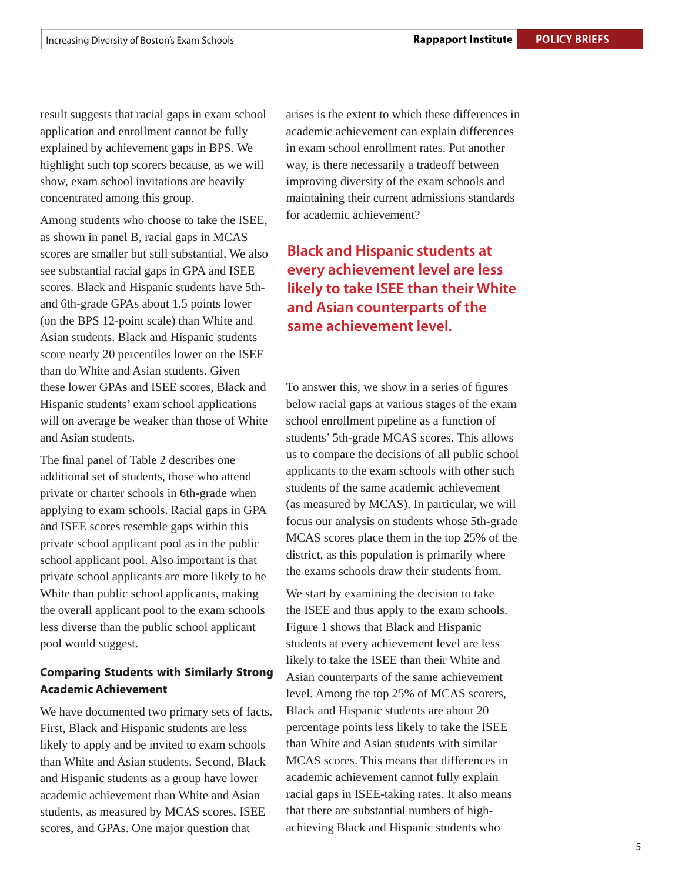result suggests that racial gaps in exam school application and enrollment cannot be fully explained by achievement gaps in BPS. We highlight such top scorers because, as we will show, exam school invitations are heavily concentrated among this group.

Among students who choose to take the ISEE, as shown in panel B, racial gaps in MCAS scores are smaller but still substantial. We also see substantial racial gaps in GPA and ISEE scores. Black and Hispanic students have 5th- and 6th-grade GPAs about 1.5 points lower (on the BPS 12-point scale) than White and Asian students. Black and Hispanic students score nearly 20 percentiles lower on the ISEE than do White and Asian students. Given these lower GPAs and ISEE scores, Black and Hispanic students' exam school applications will on average be weaker than those of White and Asian students.

The final panel of Table 2 describes one additional set of students, those who attend private or charter schools in 6th-grade when applying to exam schools. Racial gaps in GPA and ISEE scores resemble gaps within this private school applicant pool as in the public school applicant pool. Also important is that private school applicants are more likely to be White than public school applicants, making the overall applicant pool to the exam schools less diverse than the public school applicant pool would suggest.

#### Comparing Students with Similarly Strong Academic Achievement

We have documented two primary sets of facts. First, Black and Hispanic students are less likely to apply and be invited to exam schools than White and Asian students. Second, Black and Hispanic students as a group have lower academic achievement than White and Asian students, as measured by MCAS scores, ISEE scores, and GPAs. One major question that arises is the extent to which these differences in academic achievement can explain differences in exam school enrollment rates. Put another way, is there necessarily a tradeoff between improving diversity of the exam schools and maintaining their current admissions standards for academic achievement?

> **Black and Hispanic students at every achievement level are less likely to take ISEE than their White and Asian counterparts of the same achievement level.**

To answer this, we show in a series of figures below racial gaps at various stages of the exam school enrollment pipeline as a function of students' 5th-grade MCAS scores. This allows us to compare the decisions of all public school applicants to the exam schools with other such students of the same academic achievement (as measured by MCAS). In particular, we will focus our analysis on students whose 5th-grade MCAS scores place them in the top 25% of the district, as this population is primarily where the exams schools draw their students from.

We start by examining the decision to take the ISEE and thus apply to the exam schools. Figure 1 shows that Black and Hispanic students at every achievement level are less likely to take the ISEE than their White and Asian counterparts of the same achievement level. Among the top 25% of MCAS scorers, Black and Hispanic students are about 20 percentage points less likely to take the ISEE than White and Asian students with similar MCAS scores. This means that differences in academic achievement cannot fully explain racial gaps in ISEE-taking rates. It also means that there are substantial numbers of high-achieving Black and Hispanic students who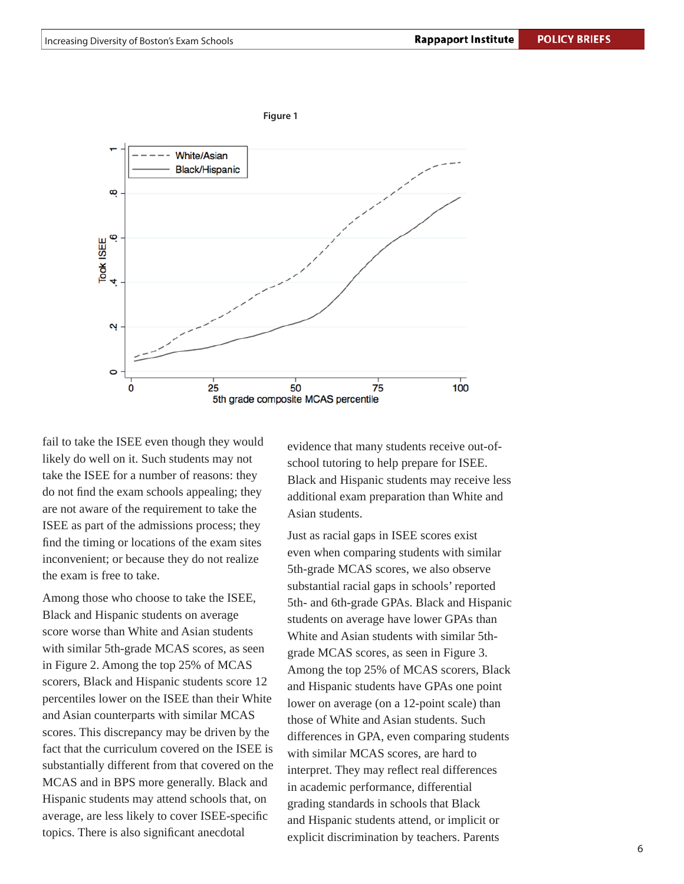Figure 1

fail to take the ISEE even though they would likely do well on it. Such students may not take the ISEE for a number of reasons: they do not find the exam schools appealing; they are not aware of the requirement to take the ISEE as part of the admissions process; they find the timing or locations of the exam sites inconvenient; or because they do not realize the exam is free to take.

Among those who choose to take the ISEE, Black and Hispanic students on average score worse than White and Asian students with similar 5th-grade MCAS scores, as seen in Figure 2. Among the top 25% of MCAS scorers, Black and Hispanic students score 12 percentiles lower on the ISEE than their White and Asian counterparts with similar MCAS scores. This discrepancy may be driven by the fact that the curriculum covered on the ISEE is substantially different from that covered on the MCAS and in BPS more generally. Black and Hispanic students may attend schools that, on average, are less likely to cover ISEE-specific topics. There is also significant anecdotal evidence that many students receive out-of-school tutoring to help prepare for ISEE. Black and Hispanic students may receive less additional exam preparation than White and Asian students.

Just as racial gaps in ISEE scores exist even when comparing students with similar 5th-grade MCAS scores, we also observe substantial racial gaps in schools' reported 5th- and 6th-grade GPAs. Black and Hispanic students on average have lower GPAs than White and Asian students with similar 5th-grade MCAS scores, as seen in Figure 3. Among the top 25% of MCAS scorers, Black and Hispanic students have GPAs one point lower on average (on a 12-point scale) than those of White and Asian students. Such differences in GPA, even comparing students with similar MCAS scores, are hard to interpret. They may reflect real differences in academic performance, differential grading standards in schools that Black and Hispanic students attend, or implicit or explicit discrimination by teachers. Parents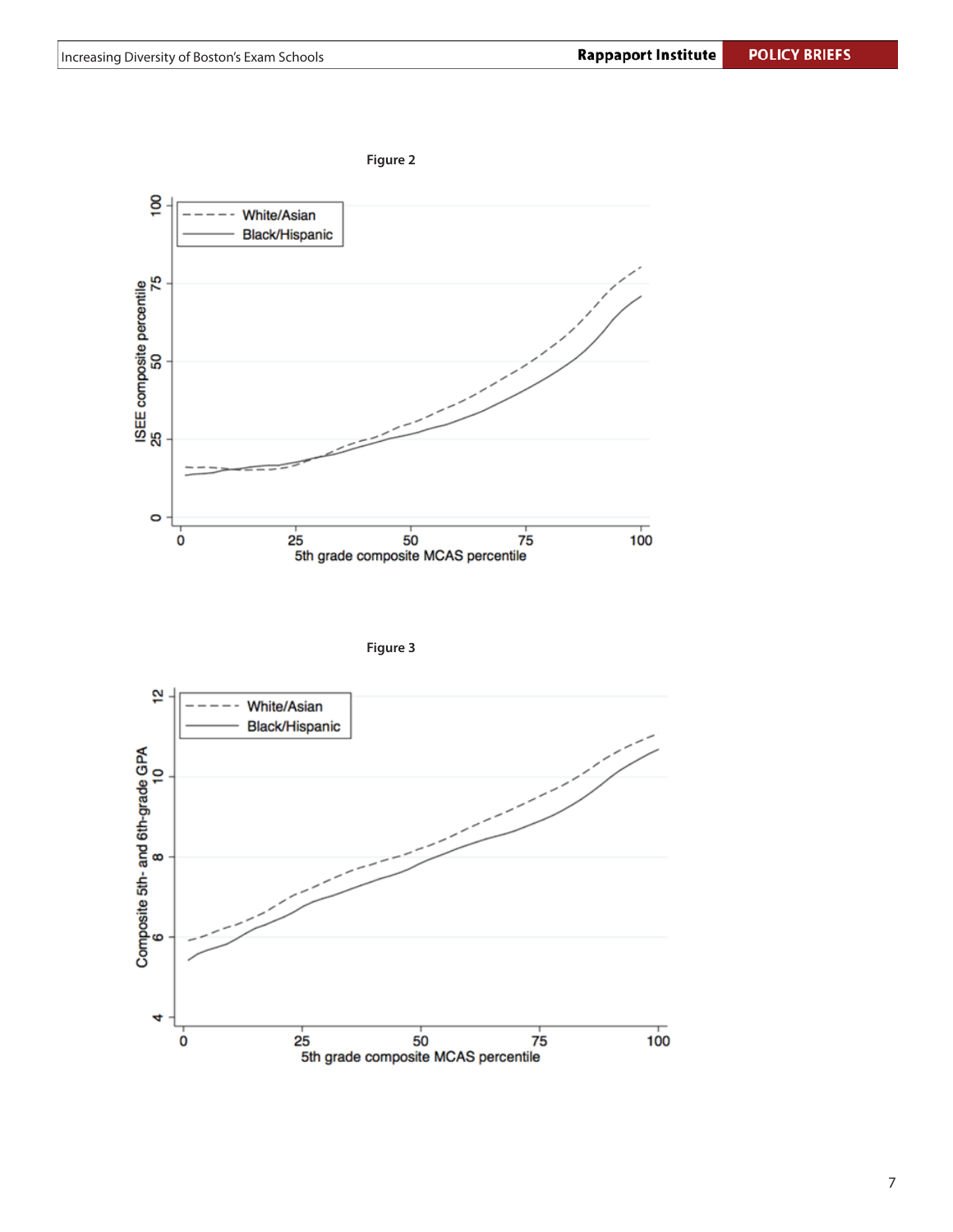Figure 2

Figure 3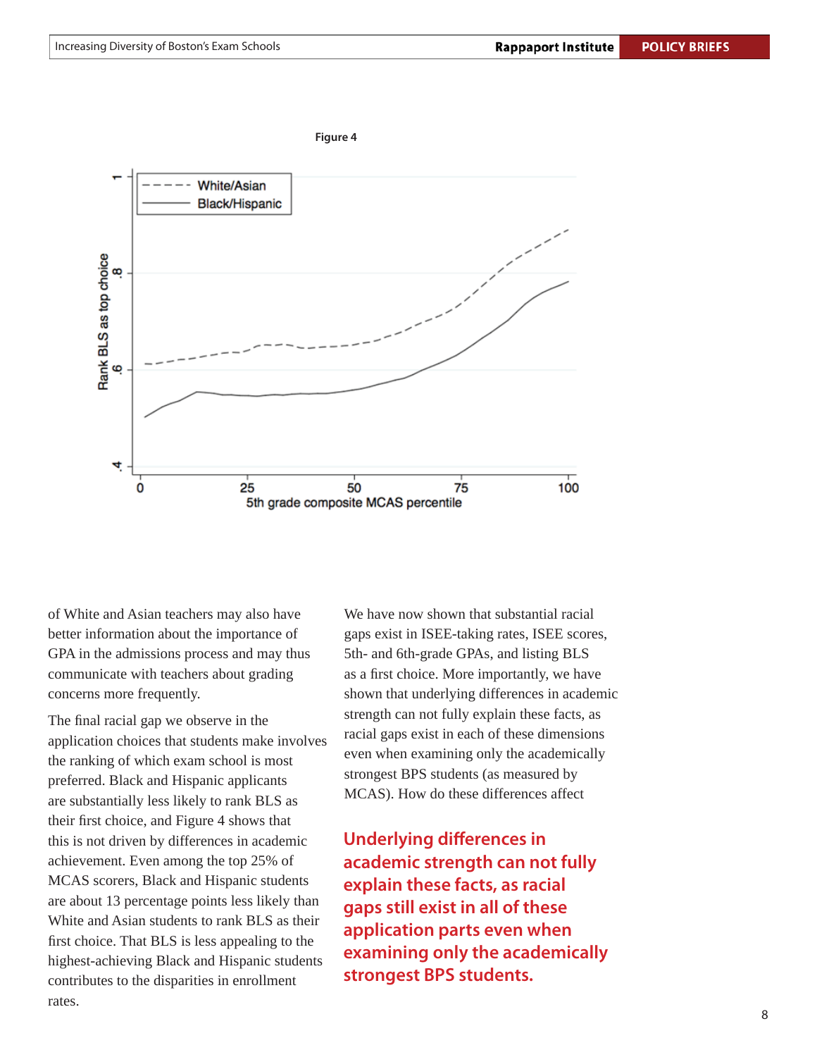Figure 4

of White and Asian teachers may also have better information about the importance of GPA in the admissions process and may thus communicate with teachers about grading concerns more frequently.

The final racial gap we observe in the application choices that students make involves the ranking of which exam school is most preferred. Black and Hispanic applicants are substantially less likely to rank BLS as their first choice, and Figure 4 shows that this is not driven by differences in academic achievement. Even among the top 25% of MCAS scorers, Black and Hispanic students are about 13 percentage points less likely than White and Asian students to rank BLS as their first choice. That BLS is less appealing to the highest-achieving Black and Hispanic students contributes to the disparities in enrollment rates.

We have now shown that substantial racial gaps exist in ISEE-taking rates, ISEE scores, 5th- and 6th-grade GPAs, and listing BLS as a first choice. More importantly, we have shown that underlying differences in academic strength can not fully explain these facts, as racial gaps exist in each of these dimensions even when examining only the academically strongest BPS students (as measured by MCAS). How do these differences affect

**Underlying differences in academic strength can not fully explain these facts, as racial gaps still exist in all of these application parts even when examining only the academically strongest BPS students.**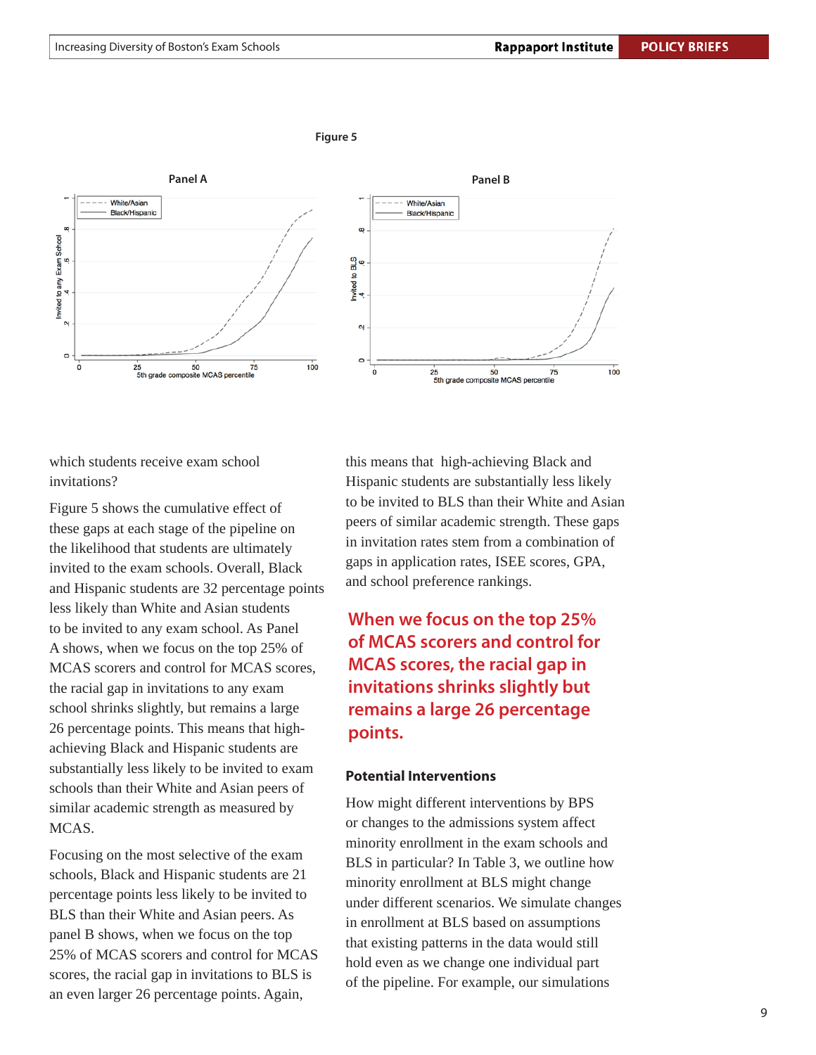**Figure 5**

Panel A

Panel B

which students receive exam school invitations?

Figure 5 shows the cumulative effect of these gaps at each stage of the pipeline on the likelihood that students are ultimately invited to the exam schools. Overall, Black and Hispanic students are 32 percentage points less likely than White and Asian students to be invited to any exam school. As Panel A shows, when we focus on the top 25% of MCAS scorers and control for MCAS scores, the racial gap in invitations to any exam school shrinks slightly, but remains a large 26 percentage points. This means that high-achieving Black and Hispanic students are substantially less likely to be invited to exam schools than their White and Asian peers of similar academic strength as measured by MCAS.

Focusing on the most selective of the exam schools, Black and Hispanic students are 21 percentage points less likely to be invited to BLS than their White and Asian peers. As panel B shows, when we focus on the top 25% of MCAS scorers and control for MCAS scores, the racial gap in invitations to BLS is an even larger 26 percentage points. Again, this means that high-achieving Black and Hispanic students are substantially less likely to be invited to BLS than their White and Asian peers of similar academic strength. These gaps in invitation rates stem from a combination of gaps in application rates, ISEE scores, GPA, and school preference rankings.

**When we focus on the top 25% of MCAS scorers and control for MCAS scores, the racial gap in invitations shrinks slightly but remains a large 26 percentage points.**

### Potential Interventions

How might different interventions by BPS or changes to the admissions system affect minority enrollment in the exam schools and BLS in particular? In Table 3, we outline how minority enrollment at BLS might change under different scenarios. We simulate changes in enrollment at BLS based on assumptions that existing patterns in the data would still hold even as we change one individual part of the pipeline. For example, our simulations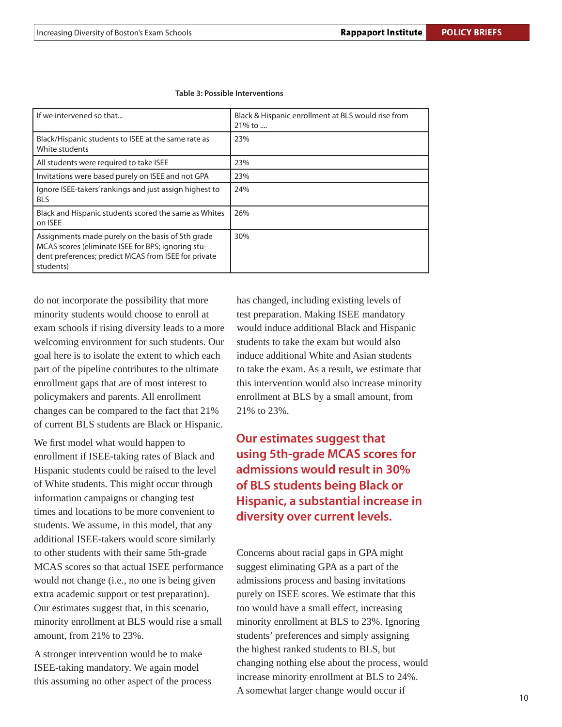**Table 3: Possible Interventions**

| If we intervened so that... | Black & Hispanic enrollment at BLS would rise from 21% to .... |
|---|---|
| Black/Hispanic students to ISEE at the same rate as White students | 23% |
| All students were required to take ISEE | 23% |
| Invitations were based purely on ISEE and not GPA | 23% |
| Ignore ISEE-takers' rankings and just assign highest to BLS | 24% |
| Black and Hispanic students scored the same as Whites on ISEE | 26% |
| Assignments made purely on the basis of 5th grade MCAS scores (eliminate ISEE for BPS; ignoring student preferences; predict MCAS from ISEE for private students) | 30% |

do not incorporate the possibility that more minority students would choose to enroll at exam schools if rising diversity leads to a more welcoming environment for such students. Our goal here is to isolate the extent to which each part of the pipeline contributes to the ultimate enrollment gaps that are of most interest to policymakers and parents. All enrollment changes can be compared to the fact that 21% of current BLS students are Black or Hispanic.

We first model what would happen to enrollment if ISEE-taking rates of Black and Hispanic students could be raised to the level of White students. This might occur through information campaigns or changing test times and locations to be more convenient to students. We assume, in this model, that any additional ISEE-takers would score similarly to other students with their same 5th-grade MCAS scores so that actual ISEE performance would not change (i.e., no one is being given extra academic support or test preparation). Our estimates suggest that, in this scenario, minority enrollment at BLS would rise a small amount, from 21% to 23%.

A stronger intervention would be to make ISEE-taking mandatory. We again model this assuming no other aspect of the process has changed, including existing levels of test preparation. Making ISEE mandatory would induce additional Black and Hispanic students to take the exam but would also induce additional White and Asian students to take the exam. As a result, we estimate that this intervention would also increase minority enrollment at BLS by a small amount, from 21% to 23%.

**Our estimates suggest that using 5th-grade MCAS scores for admissions would result in 30% of BLS students being Black or Hispanic, a substantial increase in diversity over current levels.**

Concerns about racial gaps in GPA might suggest eliminating GPA as a part of the admissions process and basing invitations purely on ISEE scores. We estimate that this too would have a small effect, increasing minority enrollment at BLS to 23%. Ignoring students' preferences and simply assigning the highest ranked students to BLS, but changing nothing else about the process, would increase minority enrollment at BLS to 24%. A somewhat larger change would occur if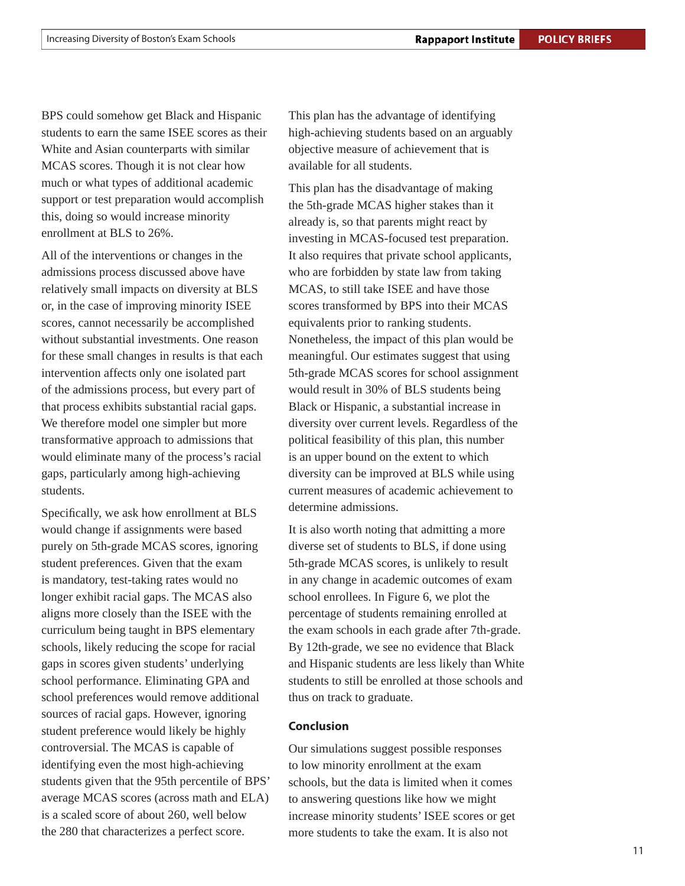BPS could somehow get Black and Hispanic students to earn the same ISEE scores as their White and Asian counterparts with similar MCAS scores. Though it is not clear how much or what types of additional academic support or test preparation would accomplish this, doing so would increase minority enrollment at BLS to 26%.

All of the interventions or changes in the admissions process discussed above have relatively small impacts on diversity at BLS or, in the case of improving minority ISEE scores, cannot necessarily be accomplished without substantial investments. One reason for these small changes in results is that each intervention affects only one isolated part of the admissions process, but every part of that process exhibits substantial racial gaps. We therefore model one simpler but more transformative approach to admissions that would eliminate many of the process's racial gaps, particularly among high-achieving students.

Specifically, we ask how enrollment at BLS would change if assignments were based purely on 5th-grade MCAS scores, ignoring student preferences. Given that the exam is mandatory, test-taking rates would no longer exhibit racial gaps. The MCAS also aligns more closely than the ISEE with the curriculum being taught in BPS elementary schools, likely reducing the scope for racial gaps in scores given students' underlying school performance. Eliminating GPA and school preferences would remove additional sources of racial gaps. However, ignoring student preference would likely be highly controversial. The MCAS is capable of identifying even the most high-achieving students given that the 95th percentile of BPS' average MCAS scores (across math and ELA) is a scaled score of about 260, well below the 280 that characterizes a perfect score.

This plan has the advantage of identifying high-achieving students based on an arguably objective measure of achievement that is available for all students.

This plan has the disadvantage of making the 5th-grade MCAS higher stakes than it already is, so that parents might react by investing in MCAS-focused test preparation. It also requires that private school applicants, who are forbidden by state law from taking MCAS, to still take ISEE and have those scores transformed by BPS into their MCAS equivalents prior to ranking students. Nonetheless, the impact of this plan would be meaningful. Our estimates suggest that using 5th-grade MCAS scores for school assignment would result in 30% of BLS students being Black or Hispanic, a substantial increase in diversity over current levels. Regardless of the political feasibility of this plan, this number is an upper bound on the extent to which diversity can be improved at BLS while using current measures of academic achievement to determine admissions.

It is also worth noting that admitting a more diverse set of students to BLS, if done using 5th-grade MCAS scores, is unlikely to result in any change in academic outcomes of exam school enrollees. In Figure 6, we plot the percentage of students remaining enrolled at the exam schools in each grade after 7th-grade. By 12th-grade, we see no evidence that Black and Hispanic students are less likely than White students to still be enrolled at those schools and thus on track to graduate.

## Conclusion

Our simulations suggest possible responses to low minority enrollment at the exam schools, but the data is limited when it comes to answering questions like how we might increase minority students' ISEE scores or get more students to take the exam. It is also not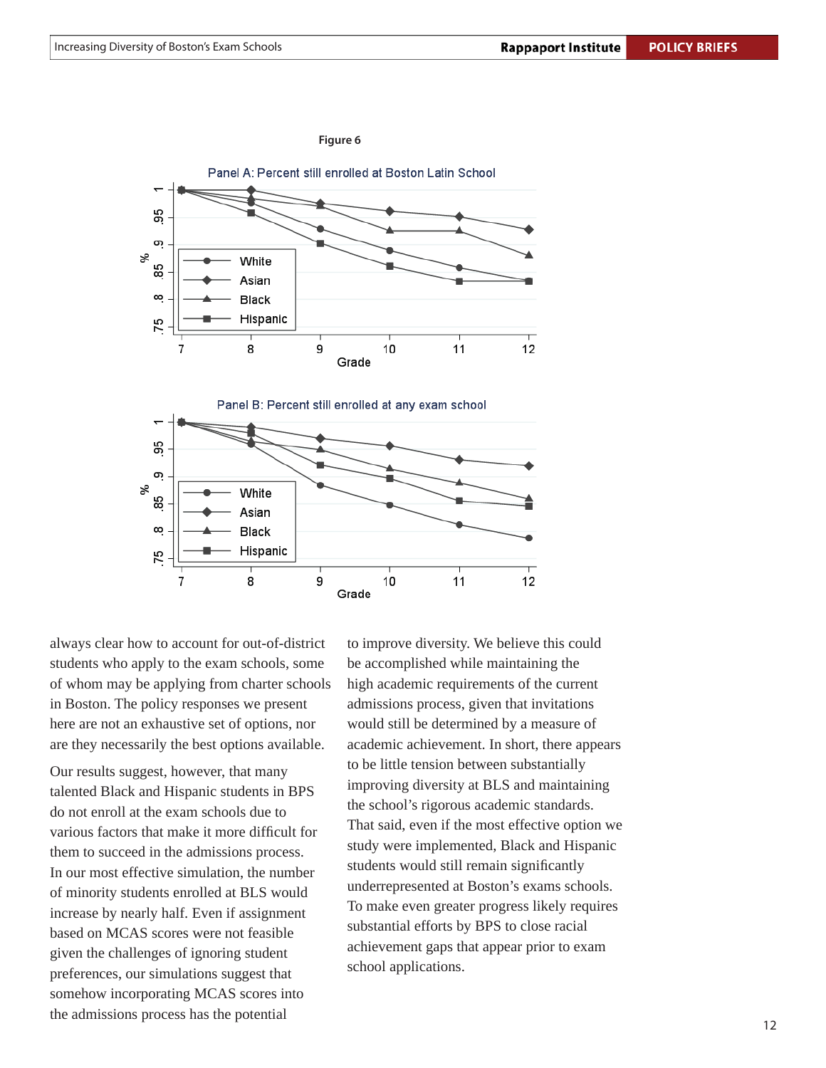Figure 6

Panel A: Percent still enrolled at Boston Latin School

%

1
.95
.9
.85
.8
.75

White
Asian
Black
Hispanic

7 8 9 10 11 12

Grade

Panel B: Percent still enrolled at any exam school

%

1
.95
.9
.85
.8
.75

White
Asian
Black
Hispanic

7 8 9 10 11 12

Grade

always clear how to account for out-of-district students who apply to the exam schools, some of whom may be applying from charter schools in Boston. The policy responses we present here are not an exhaustive set of options, nor are they necessarily the best options available.

Our results suggest, however, that many talented Black and Hispanic students in BPS do not enroll at the exam schools due to various factors that make it more difficult for them to succeed in the admissions process. In our most effective simulation, the number of minority students enrolled at BLS would increase by nearly half. Even if assignment based on MCAS scores were not feasible given the challenges of ignoring student preferences, our simulations suggest that somehow incorporating MCAS scores into the admissions process has the potential to improve diversity. We believe this could be accomplished while maintaining the high academic requirements of the current admissions process, given that invitations would still be determined by a measure of academic achievement. In short, there appears to be little tension between substantially improving diversity at BLS and maintaining the school's rigorous academic standards. That said, even if the most effective option we study were implemented, Black and Hispanic students would still remain significantly underrepresented at Boston's exams schools. To make even greater progress likely requires substantial efforts by BPS to close racial achievement gaps that appear prior to exam school applications.